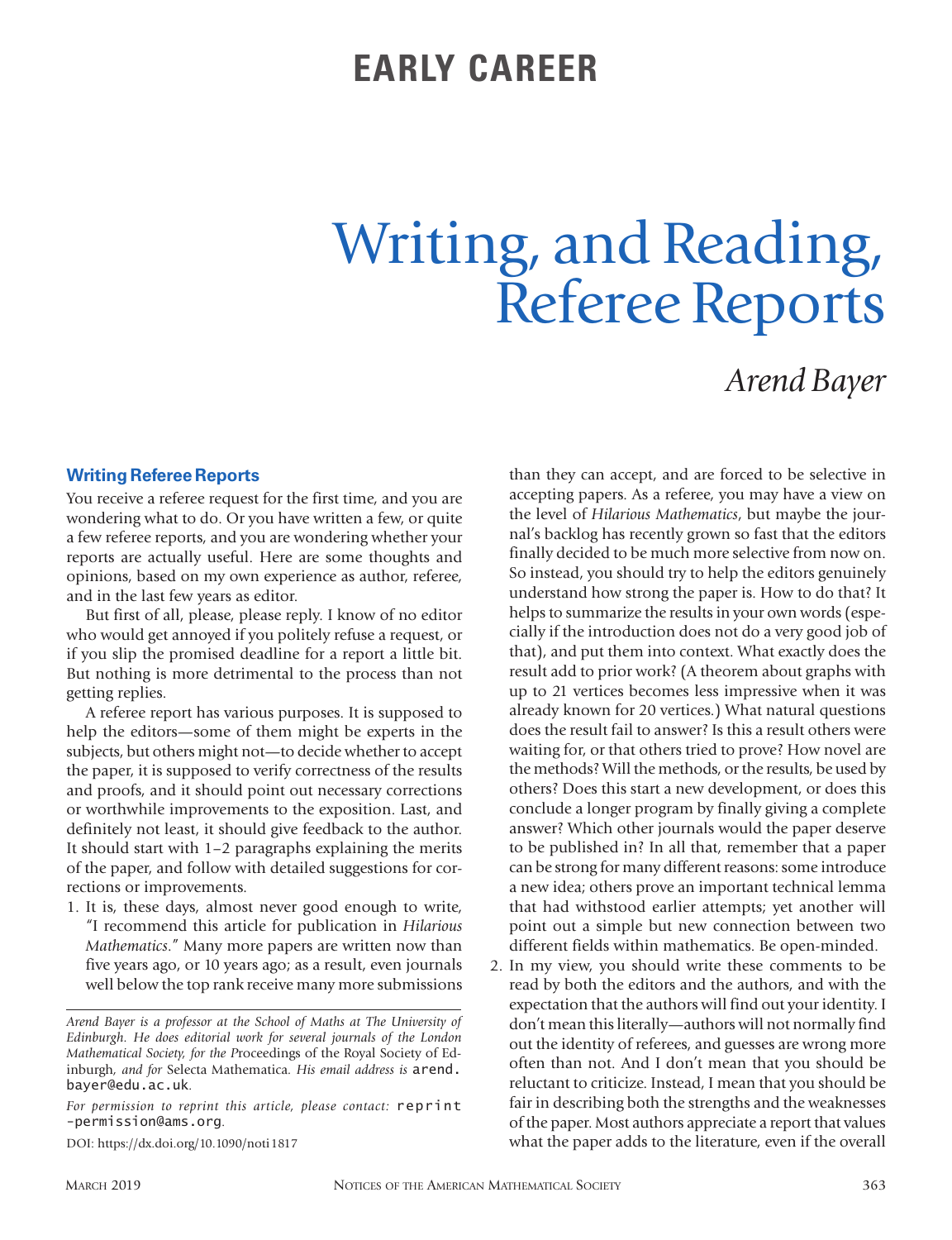EARLY CAREER

# Writing, and Reading, Referee Reports

*Arend Bayer*

## Writing Referee Reports

You receive a referee request for the first time, and you are wondering what to do. Or you have written a few, or quite a few referee reports, and you are wondering whether your reports are actually useful. Here are some thoughts and opinions, based on my own experience as author, referee, and in the last few years as editor.

But first of all, please, please reply. I know of no editor who would get annoyed if you politely refuse a request, or if you slip the promised deadline for a report a little bit. But nothing is more detrimental to the process than not getting replies.

A referee report has various purposes. It is supposed to help the editors—some of them might be experts in the subjects, but others might not—to decide whether to accept the paper, it is supposed to verify correctness of the results and proofs, and it should point out necessary corrections or worthwhile improvements to the exposition. Last, and definitely not least, it should give feedback to the author. It should start with 1–2 paragraphs explaining the merits of the paper, and follow with detailed suggestions for corrections or improvements.

1. It is, these days, almost never good enough to write, "I recommend this article for publication in *Hilarious Mathematics*." Many more papers are written now than five years ago, or 10 years ago; as a result, even journals well below the top rank receive many more submissions than they can accept, and are forced to be selective in accepting papers. As a referee, you may have a view on the level of *Hilarious Mathematics*, but maybe the journal's backlog has recently grown so fast that the editors finally decided to be much more selective from now on. So instead, you should try to help the editors genuinely understand how strong the paper is. How to do that? It helps to summarize the results in your own words (especially if the introduction does not do a very good job of that), and put them into context. What exactly does the result add to prior work? (A theorem about graphs with up to 21 vertices becomes less impressive when it was already known for 20 vertices.) What natural questions does the result fail to answer? Is this a result others were waiting for, or that others tried to prove? How novel are the methods? Will the methods, or the results, be used by others? Does this start a new development, or does this conclude a longer program by finally giving a complete answer? Which other journals would the paper deserve to be published in? In all that, remember that a paper can be strong for many different reasons: some introduce a new idea; others prove an important technical lemma that had withstood earlier attempts; yet another will point out a simple but new connection between two different fields within mathematics. Be open-minded.
2. In my view, you should write these comments to be read by both the editors and the authors, and with the expectation that the authors will find out your identity. I don't mean this literally—authors will not normally find out the identity of referees, and guesses are wrong more often than not. And I don't mean that you should be reluctant to criticize. Instead, I mean that you should be fair in describing both the strengths and the weaknesses of the paper. Most authors appreciate a report that values what the paper adds to the literature, even if the overall

---

*Arend Bayer is a professor at the School of Maths at The University of Edinburgh. He does editorial work for several journals of the London Mathematical Society, for the* Proceedings of the Royal Society of Edinburgh, *and for* Selecta Mathematica. *His email address is* arend.bayer@edu.ac.uk.

*For permission to reprint this article, please contact:* reprint-permission@ams.org.

DOI: https://dx.doi.org/10.1090/noti1817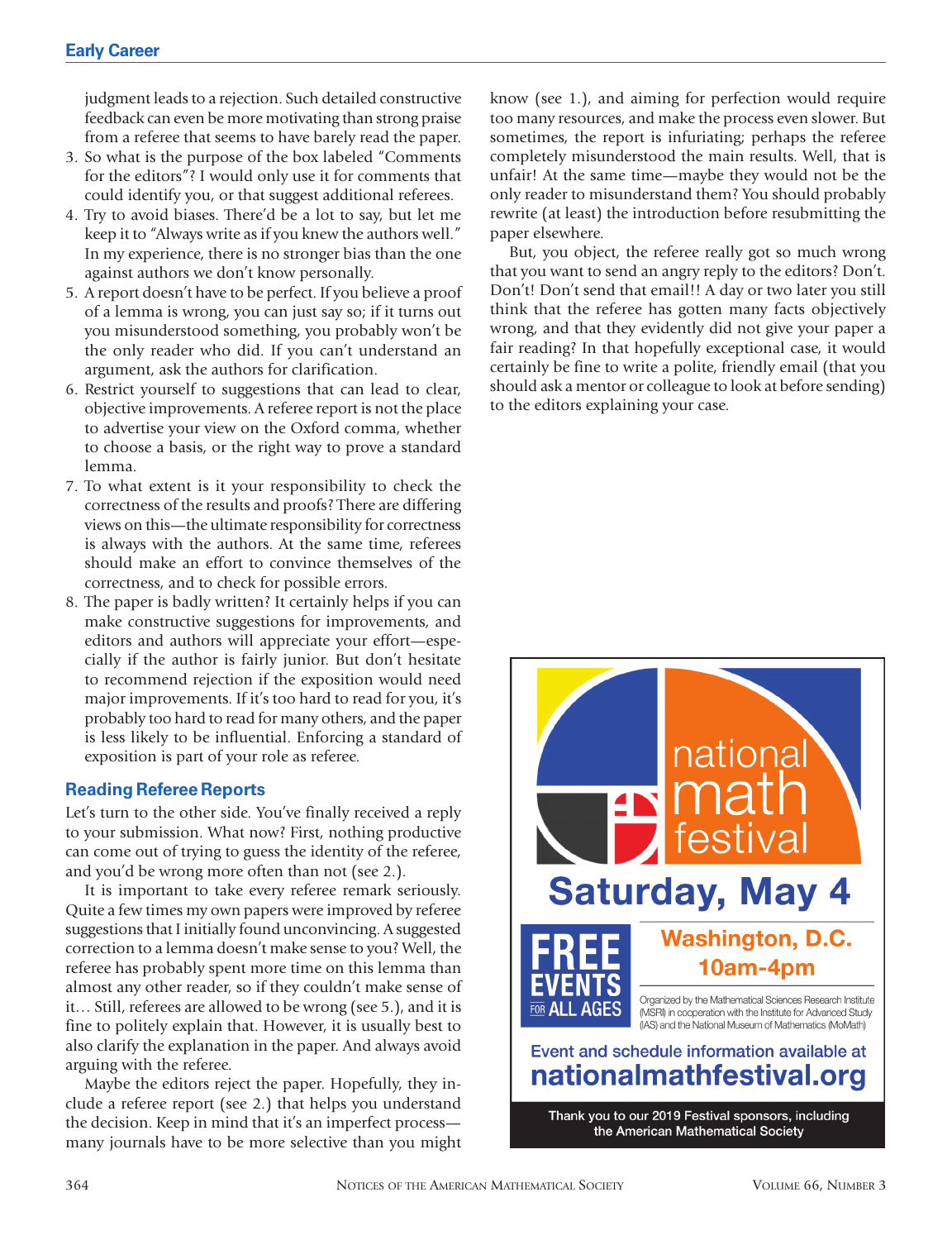judgment leads to a rejection. Such detailed constructive feedback can even be more motivating than strong praise from a referee that seems to have barely read the paper.

3. So what is the purpose of the box labeled "Comments for the editors"? I would only use it for comments that could identify you, or that suggest additional referees.
4. Try to avoid biases. There'd be a lot to say, but let me keep it to "Always write as if you knew the authors well." In my experience, there is no stronger bias than the one against authors we don't know personally.
5. A report doesn't have to be perfect. If you believe a proof of a lemma is wrong, you can just say so; if it turns out you misunderstood something, you probably won't be the only reader who did. If you can't understand an argument, ask the authors for clarification.
6. Restrict yourself to suggestions that can lead to clear, objective improvements. A referee report is not the place to advertise your view on the Oxford comma, whether to choose a basis, or the right way to prove a standard lemma.
7. To what extent is it your responsibility to check the correctness of the results and proofs? There are differing views on this—the ultimate responsibility for correctness is always with the authors. At the same time, referees should make an effort to convince themselves of the correctness, and to check for possible errors.
8. The paper is badly written? It certainly helps if you can make constructive suggestions for improvements, and editors and authors will appreciate your effort—especially if the author is fairly junior. But don't hesitate to recommend rejection if the exposition would need major improvements. If it's too hard to read for you, it's probably too hard to read for many others, and the paper is less likely to be influential. Enforcing a standard of exposition is part of your role as referee.

### Reading Referee Reports

Let's turn to the other side. You've finally received a reply to your submission. What now? First, nothing productive can come out of trying to guess the identity of the referee, and you'd be wrong more often than not (see 2.).

It is important to take every referee remark seriously. Quite a few times my own papers were improved by referee suggestions that I initially found unconvincing. A suggested correction to a lemma doesn't make sense to you? Well, the referee has probably spent more time on this lemma than almost any other reader, so if they couldn't make sense of it… Still, referees are allowed to be wrong (see 5.), and it is fine to politely explain that. However, it is usually best to also clarify the explanation in the paper. And always avoid arguing with the referee.

Maybe the editors reject the paper. Hopefully, they include a referee report (see 2.) that helps you understand the decision. Keep in mind that it's an imperfect process—many journals have to be more selective than you might know (see 1.), and aiming for perfection would require too many resources, and make the process even slower. But sometimes, the report is infuriating; perhaps the referee completely misunderstood the main results. Well, that is unfair! At the same time—maybe they would not be the only reader to misunderstand them? You should probably rewrite (at least) the introduction before resubmitting the paper elsewhere.

But, you object, the referee really got so much wrong that you want to send an angry reply to the editors? Don't. Don't! Don't send that email!! A day or two later you still think that the referee has gotten many facts objectively wrong, and that they evidently did not give your paper a fair reading? In that hopefully exceptional case, it would certainly be fine to write a polite, friendly email (that you should ask a mentor or colleague to look at before sending) to the editors explaining your case.

national math festival

Saturday, May 4

FREE EVENTS FOR ALL AGES

Washington, D.C.
10am-4pm

Organized by the Mathematical Sciences Research Institute (MSRI) in cooperation with the Institute for Advanced Study (IAS) and the National Museum of Mathematics (MoMath)

Event and schedule information available at
nationalmathfestival.org

Thank you to our 2019 Festival sponsors, including the American Mathematical Society